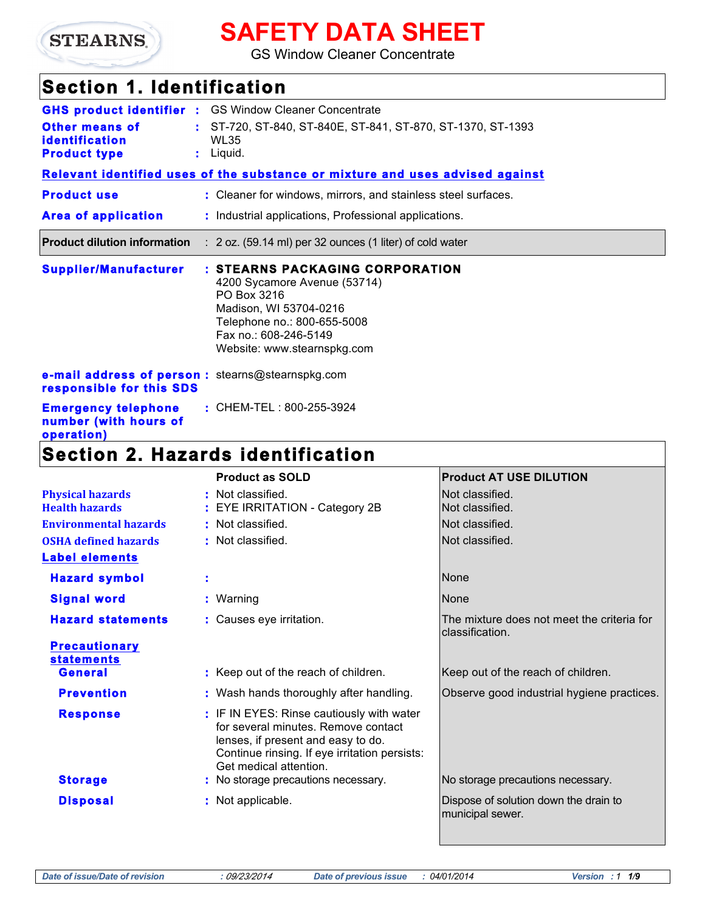STEARNS

# SAFETY DATA SHEET

GS Window Cleaner Concentrate

## Section 1. Identification

**GHS product identifier** : GS Window Cleaner Concentrate

**Other means of identification** : ST-720, ST-840, ST-840E, ST-841, ST-870, ST-1370, ST-1393 WL35

**Product type** : Liquid.

**Relevant identified uses of the substance or mixture and uses advised against**

**Product use** : Cleaner for windows, mirrors, and stainless steel surfaces.

**Area of application** : Industrial applications, Professional applications.

**Product dilution information** : 2 oz. (59.14 ml) per 32 ounces (1 liter) of cold water

**Supplier/Manufacturer** : **STEARNS PACKAGING CORPORATION**
4200 Sycamore Avenue (53714)
PO Box 3216
Madison, WI 53704-0216
Telephone no.: 800-655-5008
Fax no.: 608-246-5149
Website: www.stearnspkg.com

**e-mail address of person responsible for this SDS** : stearns@stearnspkg.com

**Emergency telephone number (with hours of operation)** : CHEM-TEL : 800-255-3924

## Section 2. Hazards identification

| | Product as SOLD | Product AT USE DILUTION |
|---|---|---|
| **Physical hazards** | Not classified. | Not classified. |
| **Health hazards** | EYE IRRITATION - Category 2B | Not classified. |
| **Environmental hazards** | Not classified. | Not classified. |
| **OSHA defined hazards** | Not classified. | Not classified. |
| **Label elements** | | |
| **Hazard symbol** | | None |
| **Signal word** | Warning | None |
| **Hazard statements** | Causes eye irritation. | The mixture does not meet the criteria for classification. |
| **Precautionary statements** | | |
| **General** | Keep out of the reach of children. | Keep out of the reach of children. |
| **Prevention** | Wash hands thoroughly after handling. | Observe good industrial hygiene practices. |
| **Response** | IF IN EYES: Rinse cautiously with water for several minutes. Remove contact lenses, if present and easy to do. Continue rinsing. If eye irritation persists: Get medical attention. | |
| **Storage** | No storage precautions necessary. | No storage precautions necessary. |
| **Disposal** | Not applicable. | Dispose of solution down the drain to municipal sewer. |

*Date of issue/Date of revision* : 09/23/2014 *Date of previous issue* : 04/01/2014 *Version* : 1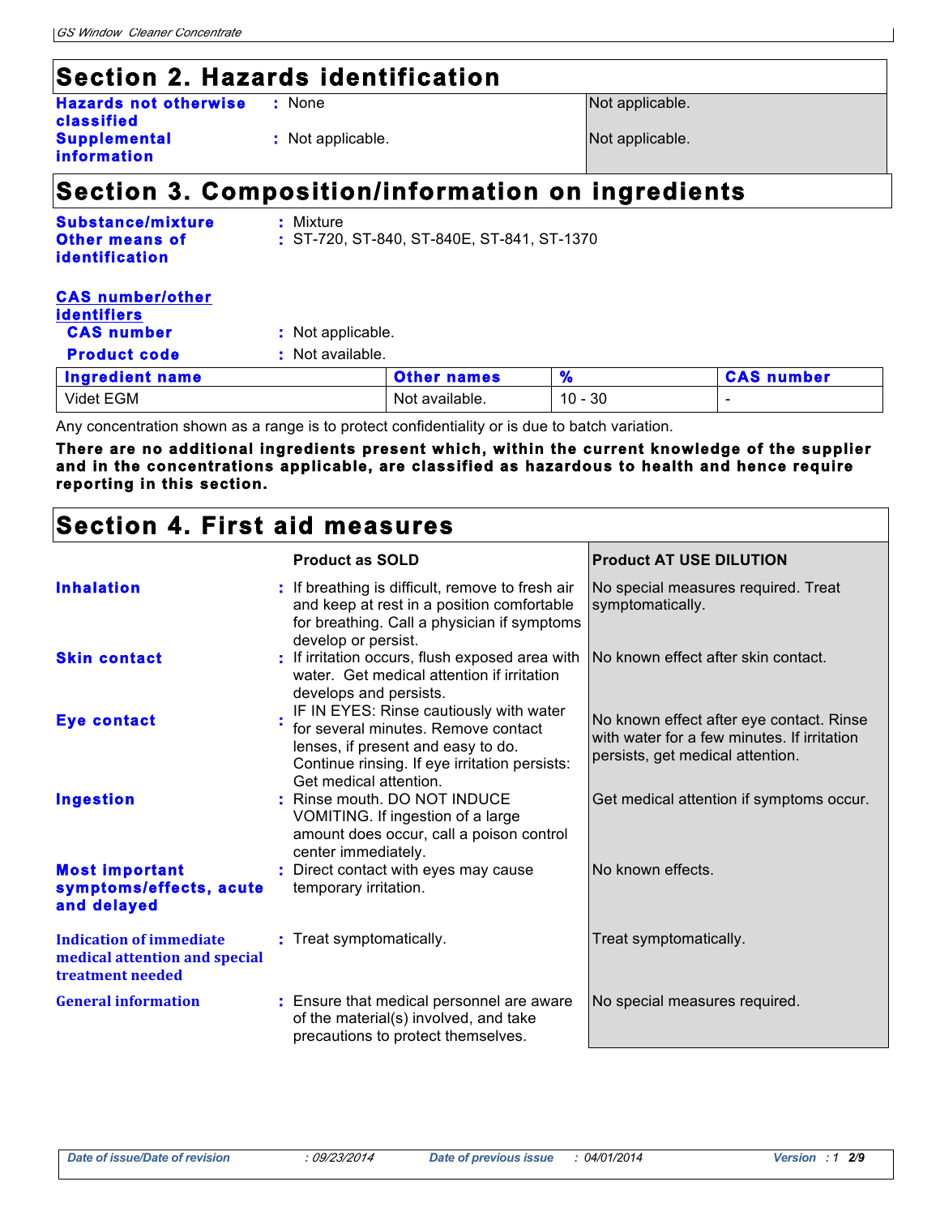## Section 2. Hazards identification

| | | |
|---|---|---|
| **Hazards not otherwise classified** | : None | Not applicable. |
| **Supplemental information** | : Not applicable. | Not applicable. |

## Section 3. Composition/information on ingredients

**Substance/mixture** : Mixture

**Other means of identification** : ST-720, ST-840, ST-840E, ST-841, ST-1370

**CAS number/other identifiers**

**CAS number** : Not applicable.

**Product code** : Not available.

| Ingredient name | Other names | % | CAS number |
|---|---|---|---|
| Videt EGM | Not available. | 10 - 30 | - |

Any concentration shown as a range is to protect confidentiality or is due to batch variation.

**There are no additional ingredients present which, within the current knowledge of the supplier and in the concentrations applicable, are classified as hazardous to health and hence require reporting in this section.**

## Section 4. First aid measures

| | Product as SOLD | Product AT USE DILUTION |
|---|---|---|
| **Inhalation** | : If breathing is difficult, remove to fresh air and keep at rest in a position comfortable for breathing. Call a physician if symptoms develop or persist. | No special measures required. Treat symptomatically. |
| **Skin contact** | : If irritation occurs, flush exposed area with water. Get medical attention if irritation develops and persists. | No known effect after skin contact. |
| **Eye contact** | : IF IN EYES: Rinse cautiously with water for several minutes. Remove contact lenses, if present and easy to do. Continue rinsing. If eye irritation persists: Get medical attention. | No known effect after eye contact. Rinse with water for a few minutes. If irritation persists, get medical attention. |
| **Ingestion** | : Rinse mouth. DO NOT INDUCE VOMITING. If ingestion of a large amount does occur, call a poison control center immediately. | Get medical attention if symptoms occur. |
| **Most important symptoms/effects, acute and delayed** | : Direct contact with eyes may cause temporary irritation. | No known effects. |
| **Indication of immediate medical attention and special treatment needed** | : Treat symptomatically. | Treat symptomatically. |
| **General information** | : Ensure that medical personnel are aware of the material(s) involved, and take precautions to protect themselves. | No special measures required. |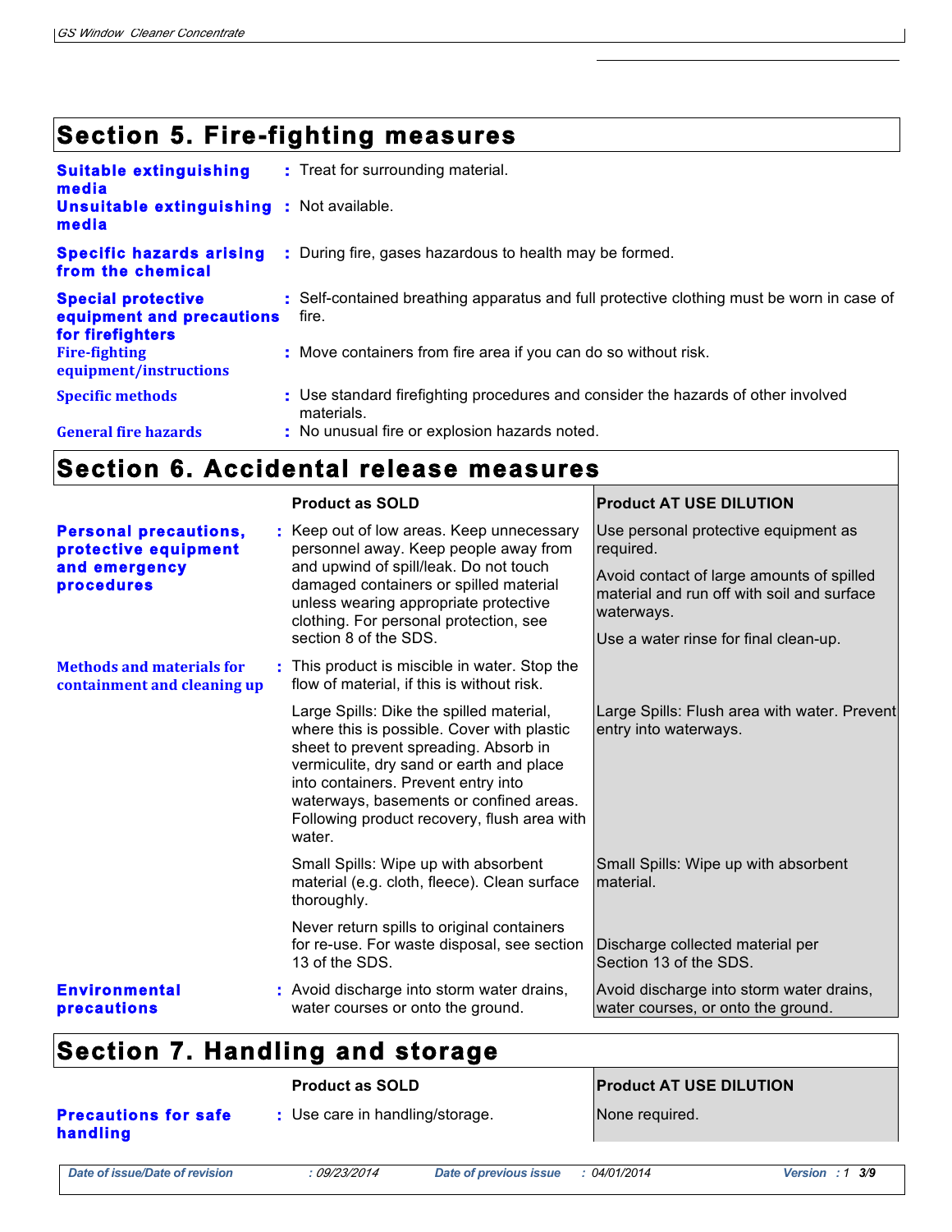## Section 5. Fire-fighting measures

**Suitable extinguishing media** : Treat for surrounding material.

**Unsuitable extinguishing media** : Not available.

**Specific hazards arising from the chemical** : During fire, gases hazardous to health may be formed.

**Special protective equipment and precautions for firefighters** : Self-contained breathing apparatus and full protective clothing must be worn in case of fire.

**Fire-fighting equipment/instructions** : Move containers from fire area if you can do so without risk.

**Specific methods** : Use standard firefighting procedures and consider the hazards of other involved materials.

**General fire hazards** : No unusual fire or explosion hazards noted.

## Section 6. Accidental release measures

| | Product as SOLD | Product AT USE DILUTION |
|---|---|---|
| **Personal precautions, protective equipment and emergency procedures** | Keep out of low areas. Keep unnecessary personnel away. Keep people away from and upwind of spill/leak. Do not touch damaged containers or spilled material unless wearing appropriate protective clothing. For personal protection, see section 8 of the SDS. | Use personal protective equipment as required.<br>Avoid contact of large amounts of spilled material and run off with soil and surface waterways.<br>Use a water rinse for final clean-up. |
| **Methods and materials for containment and cleaning up** | This product is miscible in water. Stop the flow of material, if this is without risk. | |
| | Large Spills: Dike the spilled material, where this is possible. Cover with plastic sheet to prevent spreading. Absorb in vermiculite, dry sand or earth and place into containers. Prevent entry into waterways, basements or confined areas. Following product recovery, flush area with water. | Large Spills: Flush area with water. Prevent entry into waterways. |
| | Small Spills: Wipe up with absorbent material (e.g. cloth, fleece). Clean surface thoroughly. | Small Spills: Wipe up with absorbent material. |
| | Never return spills to original containers for re-use. For waste disposal, see section 13 of the SDS. | Discharge collected material per Section 13 of the SDS. |
| **Environmental precautions** | Avoid discharge into storm water drains, water courses or onto the ground. | Avoid discharge into storm water drains, water courses, or onto the ground. |

## Section 7. Handling and storage

| | Product as SOLD | Product AT USE DILUTION |
|---|---|---|
| **Precautions for safe handling** | Use care in handling/storage. | None required. |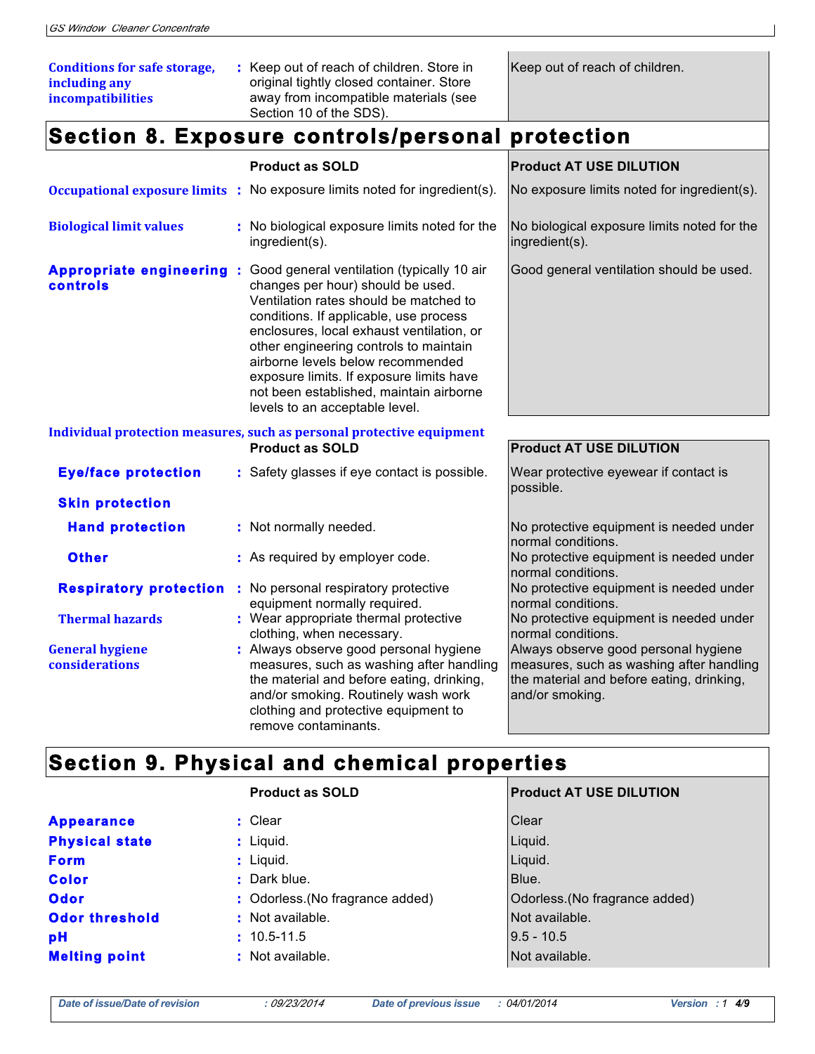| | Product as SOLD | Product AT USE DILUTION |
|---|---|---|
| **Conditions for safe storage, including any incompatibilities** | Keep out of reach of children. Store in original tightly closed container. Store away from incompatible materials (see Section 10 of the SDS). | Keep out of reach of children. |

## Section 8. Exposure controls/personal protection

| | Product as SOLD | Product AT USE DILUTION |
|---|---|---|
| **Occupational exposure limits** | No exposure limits noted for ingredient(s). | No exposure limits noted for ingredient(s). |
| **Biological limit values** | No biological exposure limits noted for the ingredient(s). | No biological exposure limits noted for the ingredient(s). |
| **Appropriate engineering controls** | Good general ventilation (typically 10 air changes per hour) should be used. Ventilation rates should be matched to conditions. If applicable, use process enclosures, local exhaust ventilation, or other engineering controls to maintain airborne levels below recommended exposure limits. If exposure limits have not been established, maintain airborne levels to an acceptable level. | Good general ventilation should be used. |

**Individual protection measures, such as personal protective equipment**

| | Product as SOLD | Product AT USE DILUTION |
|---|---|---|
| **Eye/face protection** | Safety glasses if eye contact is possible. | Wear protective eyewear if contact is possible. |
| **Skin protection** | | |
| **Hand protection** | Not normally needed. | No protective equipment is needed under normal conditions. |
| **Other** | As required by employer code. | No protective equipment is needed under normal conditions. |
| **Respiratory protection** | No personal respiratory protective equipment normally required. | No protective equipment is needed under normal conditions. |
| **Thermal hazards** | Wear appropriate thermal protective clothing, when necessary. | No protective equipment is needed under normal conditions. |
| **General hygiene considerations** | Always observe good personal hygiene measures, such as washing after handling the material and before eating, drinking, and/or smoking. Routinely wash work clothing and protective equipment to remove contaminants. | Always observe good personal hygiene measures, such as washing after handling the material and before eating, drinking, and/or smoking. |

## Section 9. Physical and chemical properties

| | Product as SOLD | Product AT USE DILUTION |
|---|---|---|
| **Appearance** | Clear | Clear |
| **Physical state** | Liquid. | Liquid. |
| **Form** | Liquid. | Liquid. |
| **Color** | Dark blue. | Blue. |
| **Odor** | Odorless.(No fragrance added) | Odorless.(No fragrance added) |
| **Odor threshold** | Not available. | Not available. |
| **pH** | 10.5-11.5 | 9.5 - 10.5 |
| **Melting point** | Not available. | Not available. |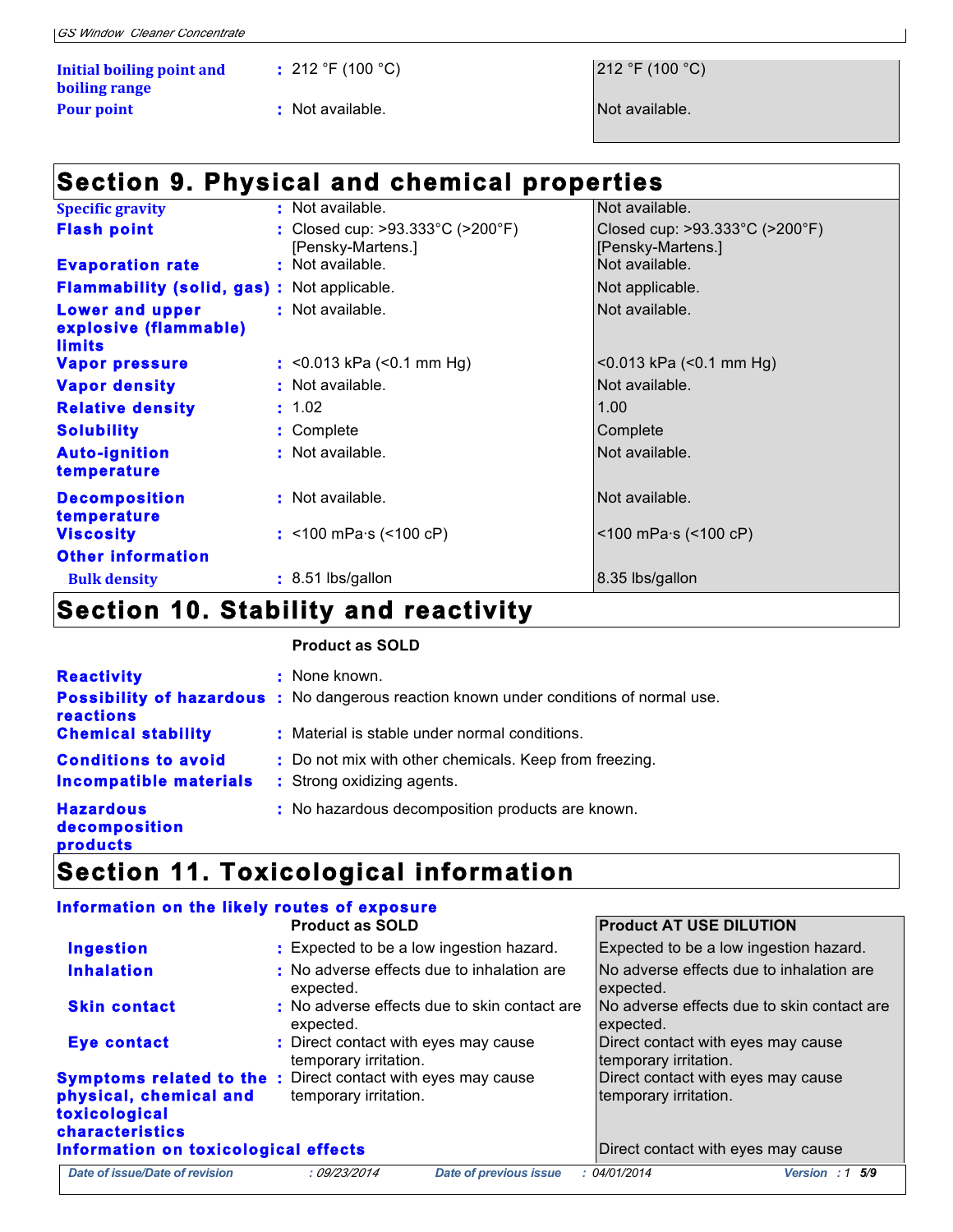| | | |
|---|---|---|
| **Initial boiling point and boiling range** | 212 °F (100 °C) | 212 °F (100 °C) |
| **Pour point** | Not available. | Not available. |

## Section 9. Physical and chemical properties

| | | |
|---|---|---|
| **Specific gravity** | Not available. | Not available. |
| **Flash point** | Closed cup: >93.333°C (>200°F) [Pensky-Martens.] | Closed cup: >93.333°C (>200°F) [Pensky-Martens.] |
| **Evaporation rate** | Not available. | Not available. |
| **Flammability (solid, gas)** | Not applicable. | Not applicable. |
| **Lower and upper explosive (flammable) limits** | Not available. | Not available. |
| **Vapor pressure** | <0.013 kPa (<0.1 mm Hg) | <0.013 kPa (<0.1 mm Hg) |
| **Vapor density** | Not available. | Not available. |
| **Relative density** | 1.02 | 1.00 |
| **Solubility** | Complete | Complete |
| **Auto-ignition temperature** | Not available. | Not available. |
| **Decomposition temperature** | Not available. | Not available. |
| **Viscosity** | <100 mPa·s (<100 cP) | <100 mPa·s (<100 cP) |
| **Other information** | | |
| **Bulk density** | 8.51 lbs/gallon | 8.35 lbs/gallon |

## Section 10. Stability and reactivity

**Product as SOLD**

**Reactivity** : None known.

**Possibility of hazardous reactions** : No dangerous reaction known under conditions of normal use.

**Chemical stability** : Material is stable under normal conditions.

**Conditions to avoid** : Do not mix with other chemicals. Keep from freezing.

**Incompatible materials** : Strong oxidizing agents.

**Hazardous decomposition products** : No hazardous decomposition products are known.

## Section 11. Toxicological information

**Information on the likely routes of exposure**

| | Product as SOLD | Product AT USE DILUTION |
|---|---|---|
| **Ingestion** | Expected to be a low ingestion hazard. | Expected to be a low ingestion hazard. |
| **Inhalation** | No adverse effects due to inhalation are expected. | No adverse effects due to inhalation are expected. |
| **Skin contact** | No adverse effects due to skin contact are expected. | No adverse effects due to skin contact are expected. |
| **Eye contact** | Direct contact with eyes may cause temporary irritation. | Direct contact with eyes may cause temporary irritation. |
| **Symptoms related to the physical, chemical and toxicological characteristics** | Direct contact with eyes may cause temporary irritation. | Direct contact with eyes may cause temporary irritation. |

**Information on toxicological effects**

Direct contact with eyes may cause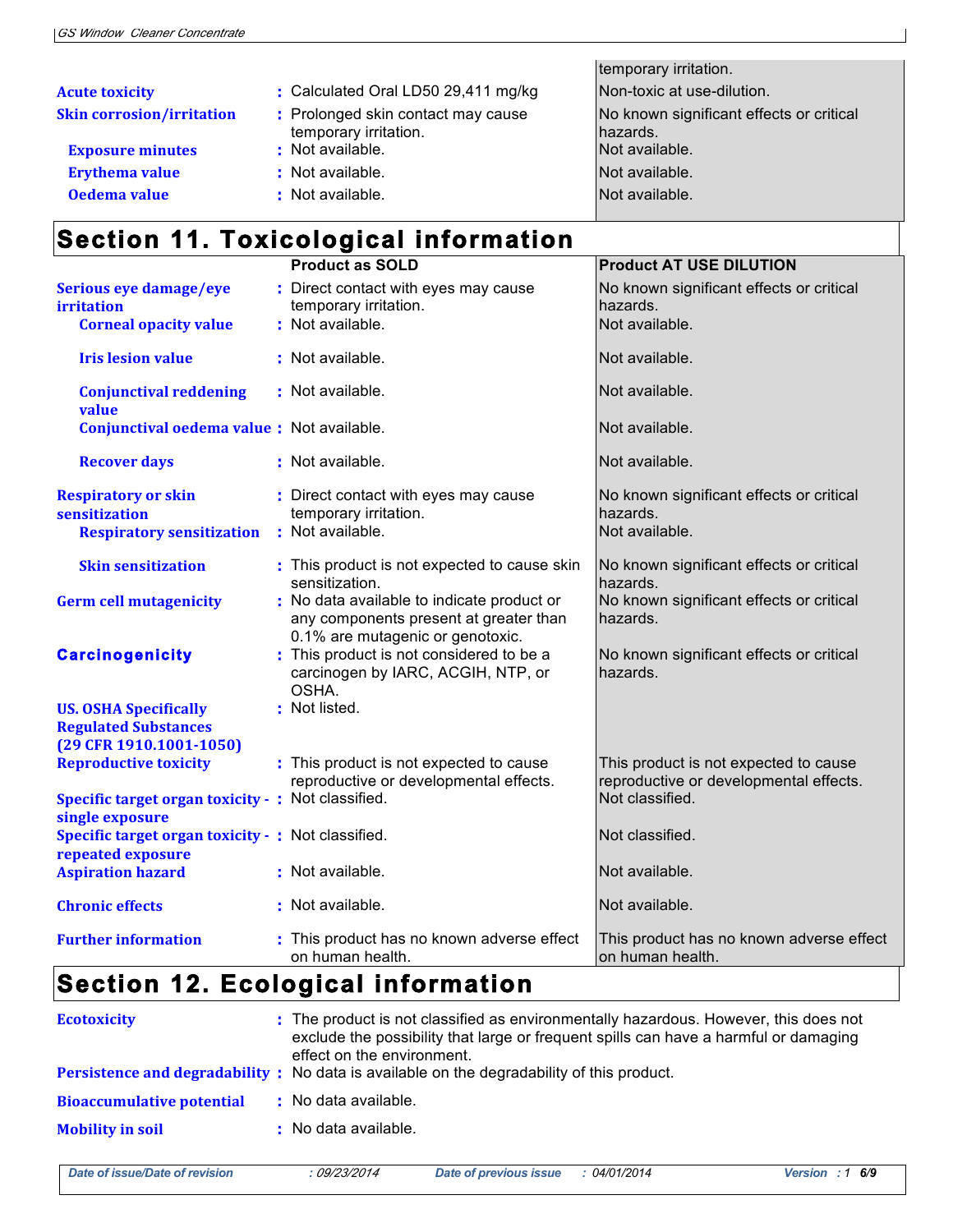| | Product as SOLD | Product AT USE DILUTION |
|---|---|---|
| | | temporary irritation. |
| **Acute toxicity** | Calculated Oral LD50 29,411 mg/kg | Non-toxic at use-dilution. |
| **Skin corrosion/irritation** | Prolonged skin contact may cause temporary irritation. | No known significant effects or critical hazards. |
| **Exposure minutes** | Not available. | Not available. |
| **Erythema value** | Not available. | Not available. |
| **Oedema value** | Not available. | Not available. |

## Section 11. Toxicological information

| | Product as SOLD | Product AT USE DILUTION |
|---|---|---|
| **Serious eye damage/eye irritation** | Direct contact with eyes may cause temporary irritation. | No known significant effects or critical hazards. |
| **Corneal opacity value** | Not available. | Not available. |
| **Iris lesion value** | Not available. | Not available. |
| **Conjunctival reddening value** | Not available. | Not available. |
| **Conjunctival oedema value** | Not available. | Not available. |
| **Recover days** | Not available. | Not available. |
| **Respiratory or skin sensitization** | Direct contact with eyes may cause temporary irritation. | No known significant effects or critical hazards. |
| **Respiratory sensitization** | Not available. | Not available. |
| **Skin sensitization** | This product is not expected to cause skin sensitization. | No known significant effects or critical hazards. |
| **Germ cell mutagenicity** | No data available to indicate product or any components present at greater than 0.1% are mutagenic or genotoxic. | No known significant effects or critical hazards. |
| **Carcinogenicity** | This product is not considered to be a carcinogen by IARC, ACGIH, NTP, or OSHA. | No known significant effects or critical hazards. |
| **US. OSHA Specifically Regulated Substances (29 CFR 1910.1001-1050)** | Not listed. | |
| **Reproductive toxicity** | This product is not expected to cause reproductive or developmental effects. | This product is not expected to cause reproductive or developmental effects. |
| **Specific target organ toxicity - single exposure** | Not classified. | Not classified. |
| **Specific target organ toxicity - repeated exposure** | Not classified. | Not classified. |
| **Aspiration hazard** | Not available. | Not available. |
| **Chronic effects** | Not available. | Not available. |
| **Further information** | This product has no known adverse effect on human health. | This product has no known adverse effect on human health. |

## Section 12. Ecological information

**Ecotoxicity** : The product is not classified as environmentally hazardous. However, this does not exclude the possibility that large or frequent spills can have a harmful or damaging effect on the environment.

**Persistence and degradability** : No data is available on the degradability of this product.

**Bioaccumulative potential** : No data available.

**Mobility in soil** : No data available.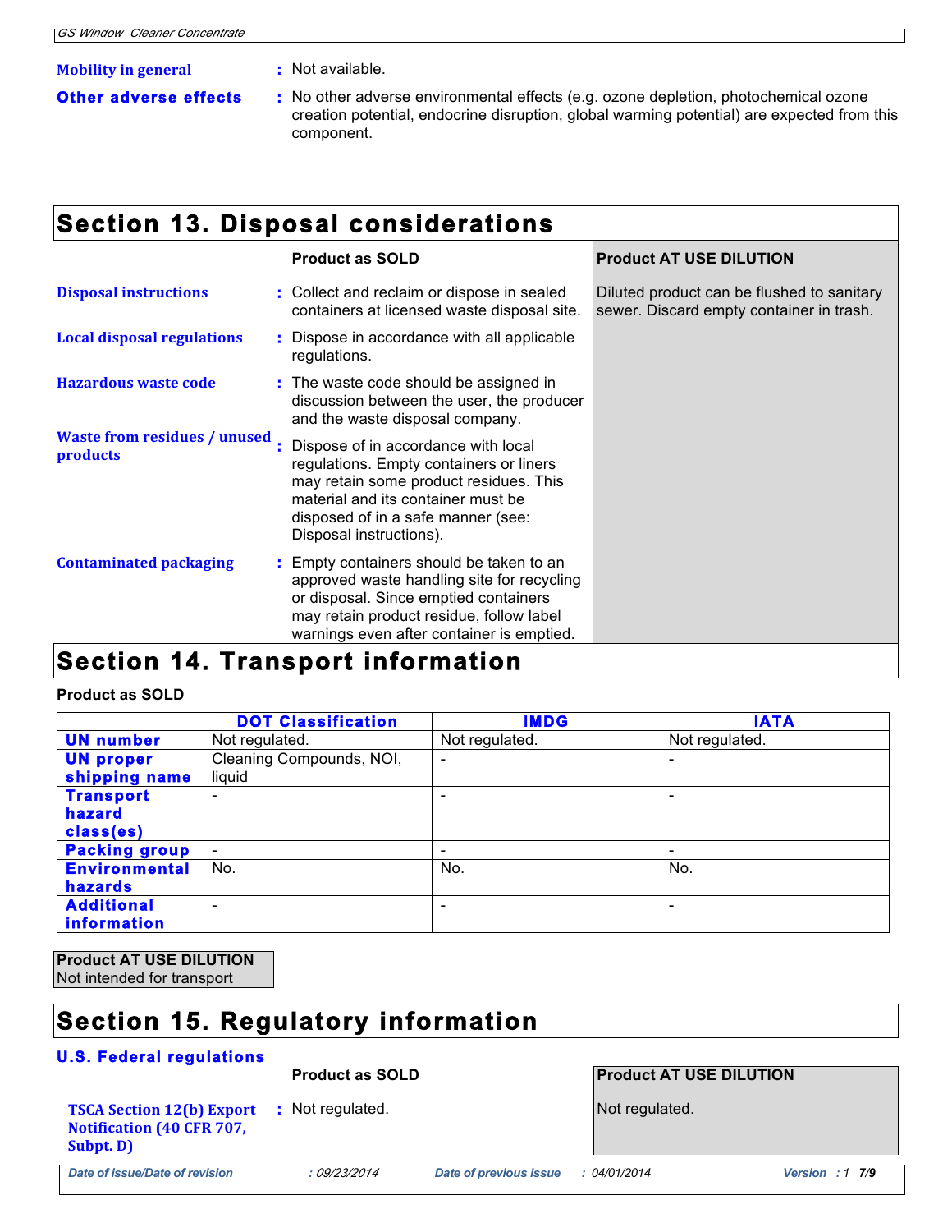**Mobility in general** : Not available.

**Other adverse effects** : No other adverse environmental effects (e.g. ozone depletion, photochemical ozone creation potential, endocrine disruption, global warming potential) are expected from this component.

## Section 13. Disposal considerations

| | Product as SOLD | Product AT USE DILUTION |
|---|---|---|
| **Disposal instructions** | Collect and reclaim or dispose in sealed containers at licensed waste disposal site. | Diluted product can be flushed to sanitary sewer. Discard empty container in trash. |
| **Local disposal regulations** | Dispose in accordance with all applicable regulations. | |
| **Hazardous waste code** | The waste code should be assigned in discussion between the user, the producer and the waste disposal company. | |
| **Waste from residues / unused products** | Dispose of in accordance with local regulations. Empty containers or liners may retain some product residues. This material and its container must be disposed of in a safe manner (see: Disposal instructions). | |
| **Contaminated packaging** | Empty containers should be taken to an approved waste handling site for recycling or disposal. Since emptied containers may retain product residue, follow label warnings even after container is emptied. | |

## Section 14. Transport information

**Product as SOLD**

| | DOT Classification | IMDG | IATA |
|---|---|---|---|
| **UN number** | Not regulated. | Not regulated. | Not regulated. |
| **UN proper shipping name** | Cleaning Compounds, NOI, liquid | - | - |
| **Transport hazard class(es)** | - | - | - |
| **Packing group** | - | - | - |
| **Environmental hazards** | No. | No. | No. |
| **Additional information** | - | - | - |

**Product AT USE DILUTION**
Not intended for transport

## Section 15. Regulatory information

### U.S. Federal regulations

| | Product as SOLD | Product AT USE DILUTION |
|---|---|---|
| **TSCA Section 12(b) Export Notification (40 CFR 707, Subpt. D)** | Not regulated. | Not regulated. |

*Date of issue/Date of revision* : 09/23/2014 *Date of previous issue* : 04/01/2014 *Version* : 1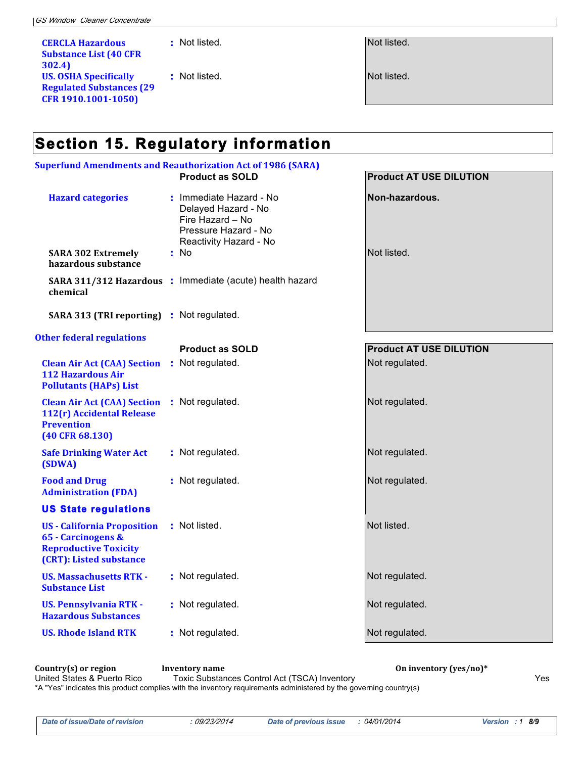| | Product as SOLD | Product AT USE DILUTION |
|---|---|---|
| **CERCLA Hazardous Substance List (40 CFR 302.4)** | Not listed. | Not listed. |
| **US. OSHA Specifically Regulated Substances (29 CFR 1910.1001-1050)** | Not listed. | Not listed. |

# Section 15. Regulatory information

## Superfund Amendments and Reauthorization Act of 1986 (SARA)

| | Product as SOLD | Product AT USE DILUTION |
|---|---|---|
| **Hazard categories** | Immediate Hazard - No<br>Delayed Hazard - No<br>Fire Hazard – No<br>Pressure Hazard - No<br>Reactivity Hazard - No | **Non-hazardous.** |
| **SARA 302 Extremely hazardous substance** | No | Not listed. |
| **SARA 311/312 Hazardous chemical** | Immediate (acute) health hazard | |
| **SARA 313 (TRI reporting)** | Not regulated. | |

## Other federal regulations

| | Product as SOLD | Product AT USE DILUTION |
|---|---|---|
| **Clean Air Act (CAA) Section 112 Hazardous Air Pollutants (HAPs) List** | Not regulated. | Not regulated. |
| **Clean Air Act (CAA) Section 112(r) Accidental Release Prevention (40 CFR 68.130)** | Not regulated. | Not regulated. |
| **Safe Drinking Water Act (SDWA)** | Not regulated. | Not regulated. |
| **Food and Drug Administration (FDA)** | Not regulated. | Not regulated. |

### US State regulations

| | Product as SOLD | Product AT USE DILUTION |
|---|---|---|
| **US - California Proposition 65 - Carcinogens & Reproductive Toxicity (CRT): Listed substance** | Not listed. | Not listed. |
| **US. Massachusetts RTK - Substance List** | Not regulated. | Not regulated. |
| **US. Pennsylvania RTK - Hazardous Substances** | Not regulated. | Not regulated. |
| **US. Rhode Island RTK** | Not regulated. | Not regulated. |

| Country(s) or region | Inventory name | On inventory (yes/no)* |
|---|---|---|
| United States & Puerto Rico | Toxic Substances Control Act (TSCA) Inventory | Yes |

*A "Yes" indicates this product complies with the inventory requirements administered by the governing country(s)

*Date of issue/Date of revision : 09/23/2014 Date of previous issue : 04/01/2014 Version : 1*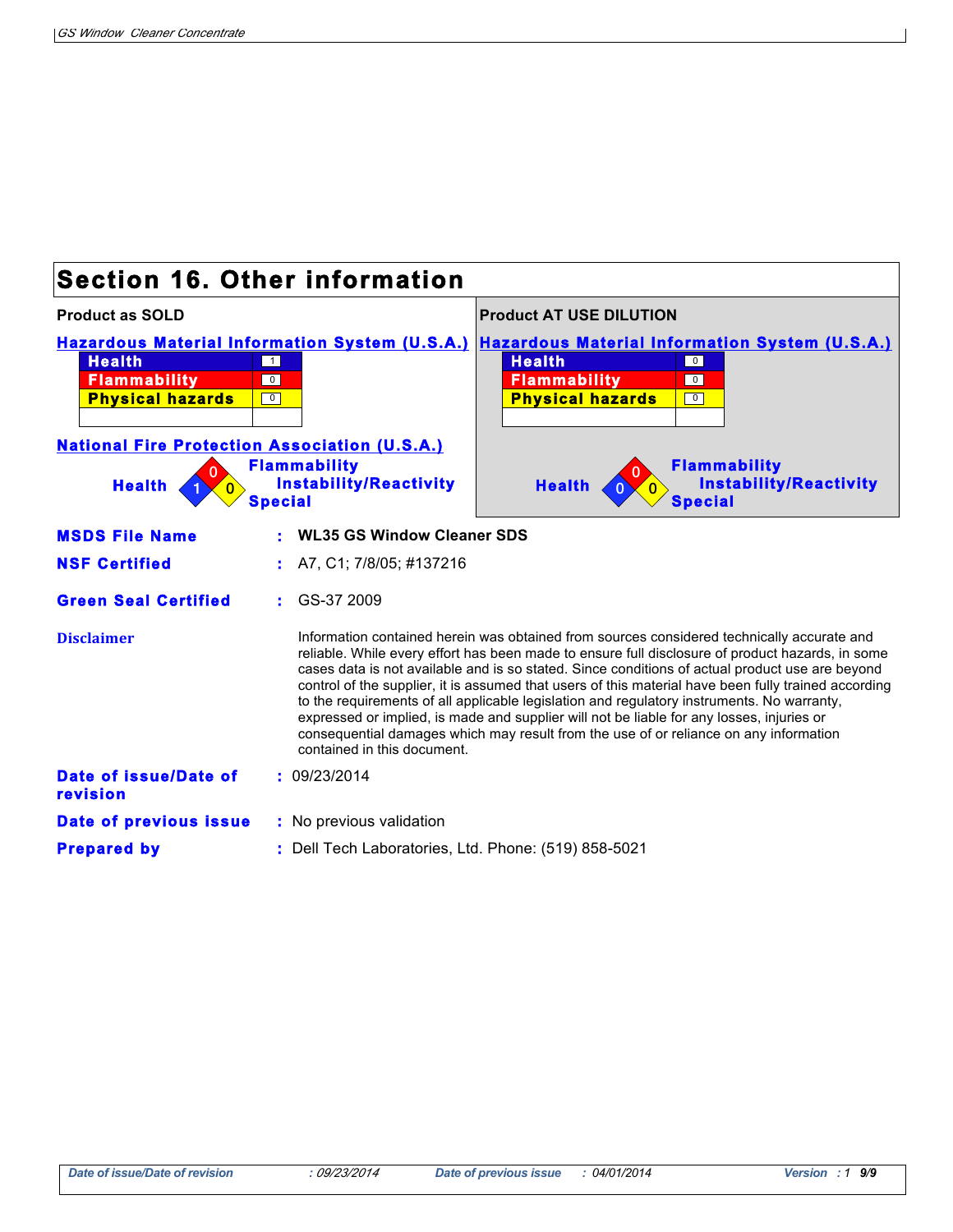# Section 16. Other information

## Product as SOLD

**Hazardous Material Information System (U.S.A.)**

| | |
|---|---|
| Health | 1 |
| Flammability | 0 |
| Physical hazards | 0 |
| | |

**National Fire Protection Association (U.S.A.)**

Health: 1
Flammability: 0
Instability/Reactivity: 0
Special

## Product AT USE DILUTION

**Hazardous Material Information System (U.S.A.)**

| | |
|---|---|
| Health | 0 |
| Flammability | 0 |
| Physical hazards | 0 |
| | |

Health: 0
Flammability: 0
Instability/Reactivity: 0
Special

**MSDS File Name** : **WL35 GS Window Cleaner SDS**

**NSF Certified** : A7, C1; 7/8/05; #137216

**Green Seal Certified** : GS-37 2009

**Disclaimer**

Information contained herein was obtained from sources considered technically accurate and reliable. While every effort has been made to ensure full disclosure of product hazards, in some cases data is not available and is so stated. Since conditions of actual product use are beyond control of the supplier, it is assumed that users of this material have been fully trained according to the requirements of all applicable legislation and regulatory instruments. No warranty, expressed or implied, is made and supplier will not be liable for any losses, injuries or consequential damages which may result from the use of or reliance on any information contained in this document.

**Date of issue/Date of revision** : 09/23/2014

**Date of previous issue** : No previous validation

**Prepared by** : Dell Tech Laboratories, Ltd. Phone: (519) 858-5021